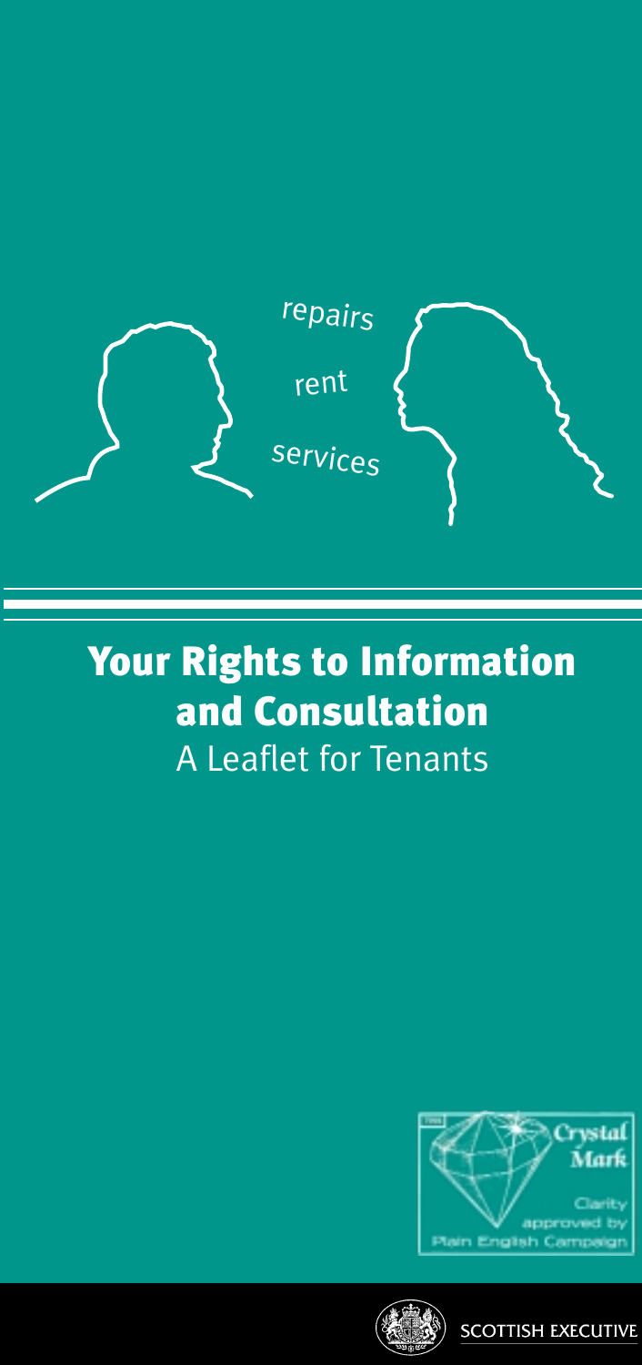repairs

rent

services

# Your Rights to Information and Consultation

A Leaflet for Tenants

Crystal Mark

Clarity approved by Plain English Campaign

SCOTTISH EXECUTIVE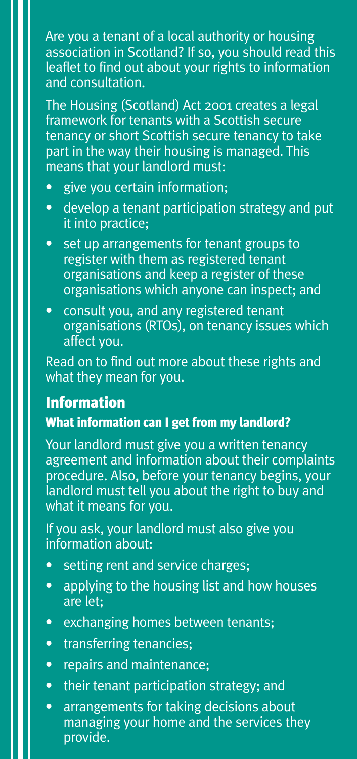Are you a tenant of a local authority or housing association in Scotland? If so, you should read this leaflet to find out about your rights to information and consultation.

The Housing (Scotland) Act 2001 creates a legal framework for tenants with a Scottish secure tenancy or short Scottish secure tenancy to take part in the way their housing is managed. This means that your landlord must:

- give you certain information;
- develop a tenant participation strategy and put it into practice;
- set up arrangements for tenant groups to register with them as registered tenant organisations and keep a register of these organisations which anyone can inspect; and
- consult you, and any registered tenant organisations (RTOs), on tenancy issues which affect you.

Read on to find out more about these rights and what they mean for you.

## Information

### What information can I get from my landlord?

Your landlord must give you a written tenancy agreement and information about their complaints procedure. Also, before your tenancy begins, your landlord must tell you about the right to buy and what it means for you.

If you ask, your landlord must also give you information about:

- setting rent and service charges;
- applying to the housing list and how houses are let;
- exchanging homes between tenants;
- transferring tenancies;
- repairs and maintenance;
- their tenant participation strategy; and
- arrangements for taking decisions about managing your home and the services they provide.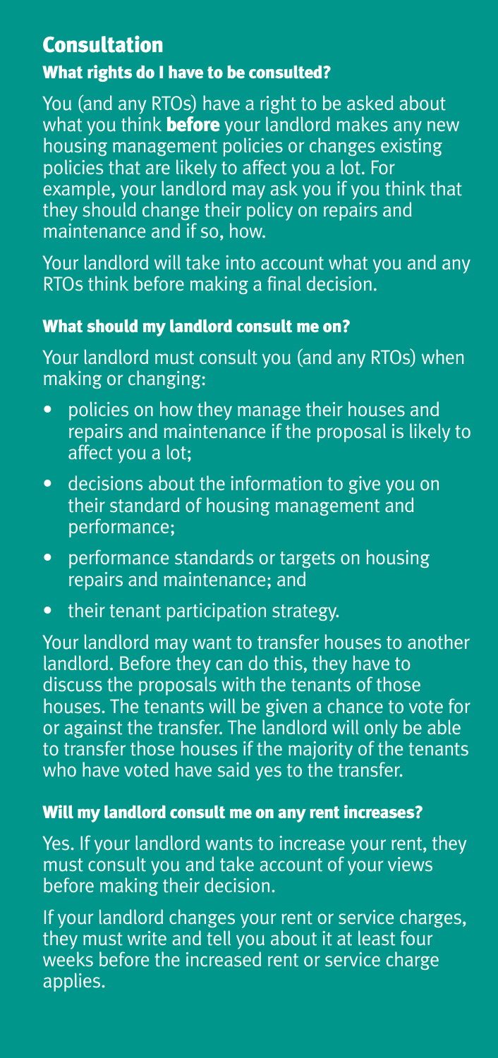## Consultation

### What rights do I have to be consulted?

You (and any RTOs) have a right to be asked about what you think **before** your landlord makes any new housing management policies or changes existing policies that are likely to affect you a lot. For example, your landlord may ask you if you think that they should change their policy on repairs and maintenance and if so, how.

Your landlord will take into account what you and any RTOs think before making a final decision.

### What should my landlord consult me on?

Your landlord must consult you (and any RTOs) when making or changing:

- policies on how they manage their houses and repairs and maintenance if the proposal is likely to affect you a lot;
- decisions about the information to give you on their standard of housing management and performance;
- performance standards or targets on housing repairs and maintenance; and
- their tenant participation strategy.

Your landlord may want to transfer houses to another landlord. Before they can do this, they have to discuss the proposals with the tenants of those houses. The tenants will be given a chance to vote for or against the transfer. The landlord will only be able to transfer those houses if the majority of the tenants who have voted have said yes to the transfer.

### Will my landlord consult me on any rent increases?

Yes. If your landlord wants to increase your rent, they must consult you and take account of your views before making their decision.

If your landlord changes your rent or service charges, they must write and tell you about it at least four weeks before the increased rent or service charge applies.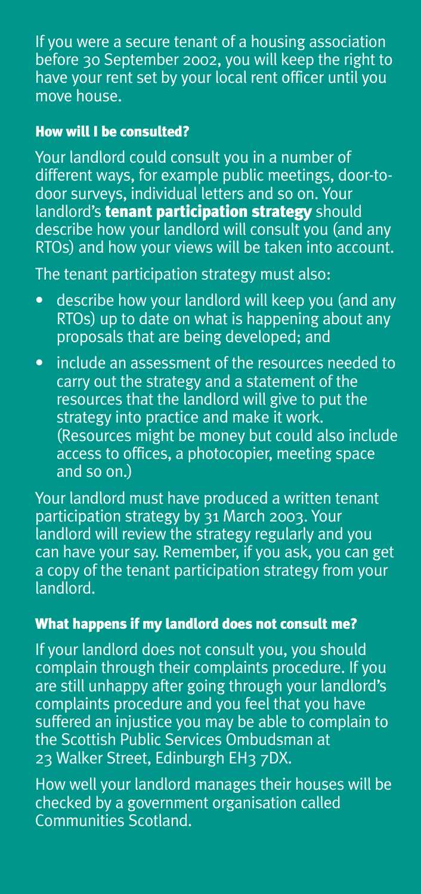If you were a secure tenant of a housing association before 30 September 2002, you will keep the right to have your rent set by your local rent officer until you move house.

### How will I be consulted?

Your landlord could consult you in a number of different ways, for example public meetings, door-to-door surveys, individual letters and so on. Your landlord's **tenant participation strategy** should describe how your landlord will consult you (and any RTOs) and how your views will be taken into account.

The tenant participation strategy must also:

- describe how your landlord will keep you (and any RTOs) up to date on what is happening about any proposals that are being developed; and
- include an assessment of the resources needed to carry out the strategy and a statement of the resources that the landlord will give to put the strategy into practice and make it work. (Resources might be money but could also include access to offices, a photocopier, meeting space and so on.)

Your landlord must have produced a written tenant participation strategy by 31 March 2003. Your landlord will review the strategy regularly and you can have your say. Remember, if you ask, you can get a copy of the tenant participation strategy from your landlord.

### What happens if my landlord does not consult me?

If your landlord does not consult you, you should complain through their complaints procedure. If you are still unhappy after going through your landlord's complaints procedure and you feel that you have suffered an injustice you may be able to complain to the Scottish Public Services Ombudsman at 23 Walker Street, Edinburgh EH3 7DX.

How well your landlord manages their houses will be checked by a government organisation called Communities Scotland.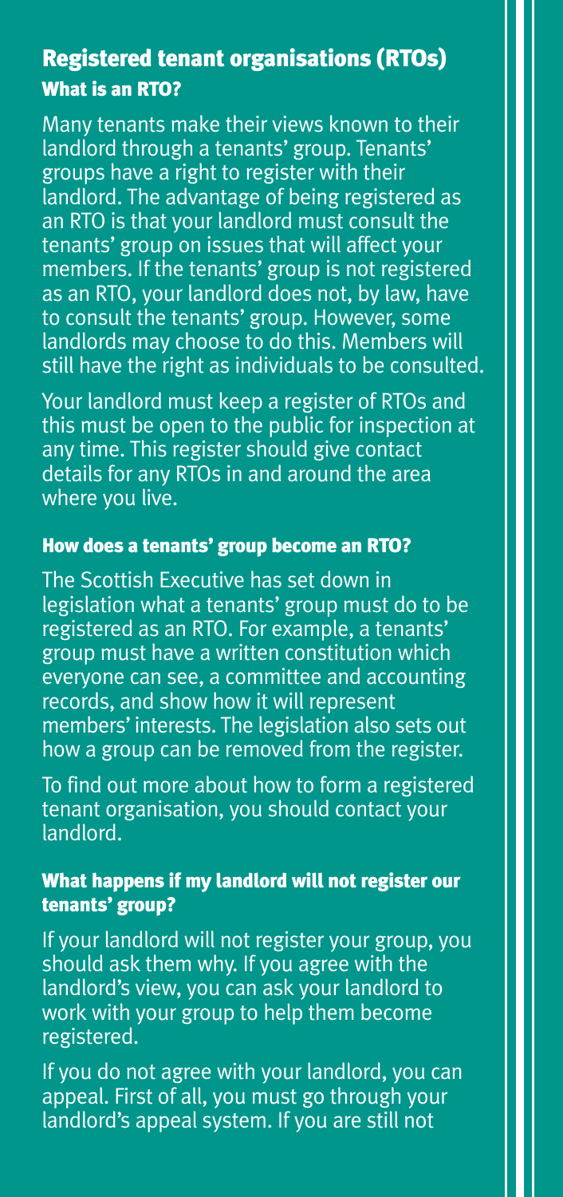## Registered tenant organisations (RTOs)

### What is an RTO?

Many tenants make their views known to their landlord through a tenants' group. Tenants' groups have a right to register with their landlord. The advantage of being registered as an RTO is that your landlord must consult the tenants' group on issues that will affect your members. If the tenants' group is not registered as an RTO, your landlord does not, by law, have to consult the tenants' group. However, some landlords may choose to do this. Members will still have the right as individuals to be consulted.

Your landlord must keep a register of RTOs and this must be open to the public for inspection at any time. This register should give contact details for any RTOs in and around the area where you live.

#### How does a tenants' group become an RTO?

The Scottish Executive has set down in legislation what a tenants' group must do to be registered as an RTO. For example, a tenants' group must have a written constitution which everyone can see, a committee and accounting records, and show how it will represent members' interests. The legislation also sets out how a group can be removed from the register.

To find out more about how to form a registered tenant organisation, you should contact your landlord.

#### What happens if my landlord will not register our tenants' group?

If your landlord will not register your group, you should ask them why. If you agree with the landlord's view, you can ask your landlord to work with your group to help them become registered.

If you do not agree with your landlord, you can appeal. First of all, you must go through your landlord's appeal system. If you are still not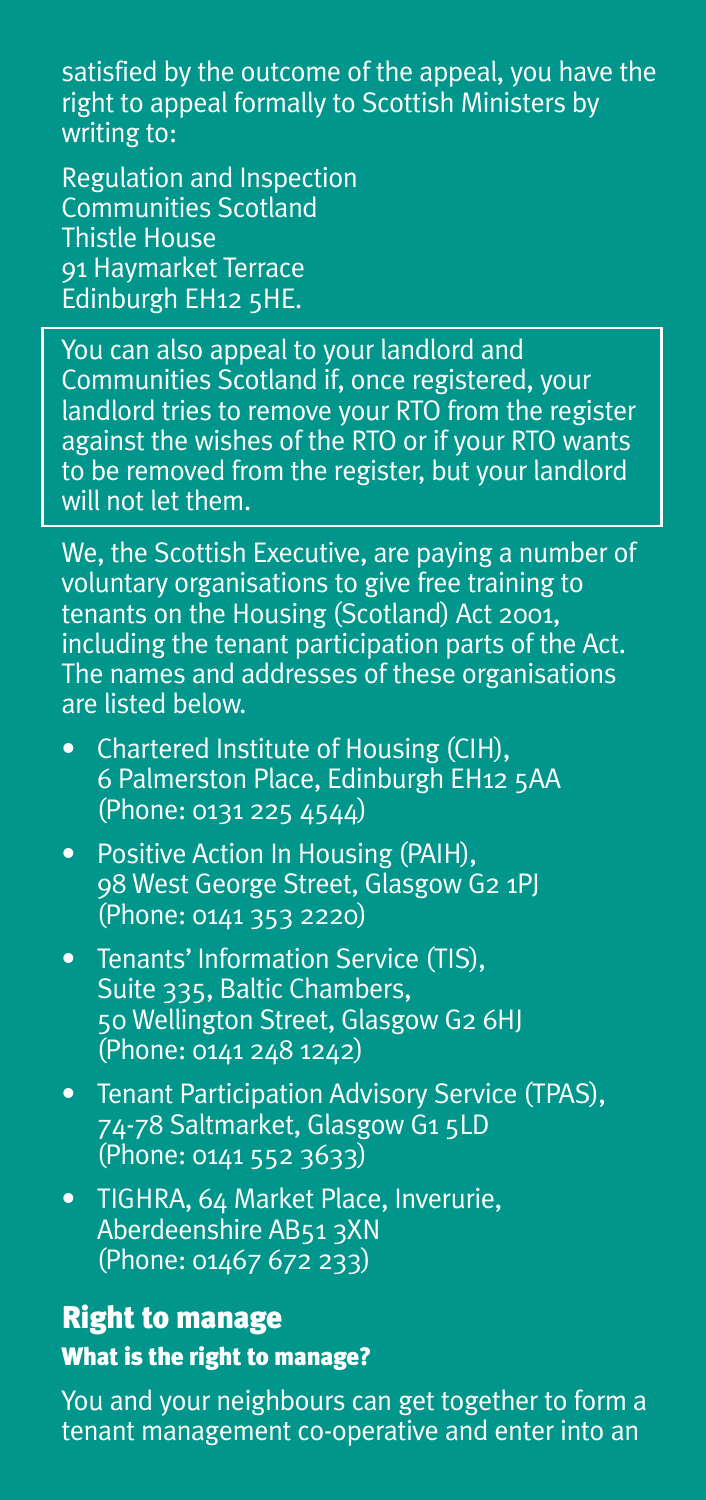satisfied by the outcome of the appeal, you have the right to appeal formally to Scottish Ministers by writing to:

Regulation and Inspection
Communities Scotland
Thistle House
91 Haymarket Terrace
Edinburgh EH12 5HE.

You can also appeal to your landlord and Communities Scotland if, once registered, your landlord tries to remove your RTO from the register against the wishes of the RTO or if your RTO wants to be removed from the register, but your landlord will not let them.

We, the Scottish Executive, are paying a number of voluntary organisations to give free training to tenants on the Housing (Scotland) Act 2001, including the tenant participation parts of the Act. The names and addresses of these organisations are listed below.

- Chartered Institute of Housing (CIH), 6 Palmerston Place, Edinburgh EH12 5AA (Phone: 0131 225 4544)
- Positive Action In Housing (PAIH), 98 West George Street, Glasgow G2 1PJ (Phone: 0141 353 2220)
- Tenants' Information Service (TIS), Suite 335, Baltic Chambers, 50 Wellington Street, Glasgow G2 6HJ (Phone: 0141 248 1242)
- Tenant Participation Advisory Service (TPAS), 74-78 Saltmarket, Glasgow G1 5LD (Phone: 0141 552 3633)
- TIGHRA, 64 Market Place, Inverurie, Aberdeenshire AB51 3XN (Phone: 01467 672 233)

## Right to manage

### What is the right to manage?

You and your neighbours can get together to form a tenant management co-operative and enter into an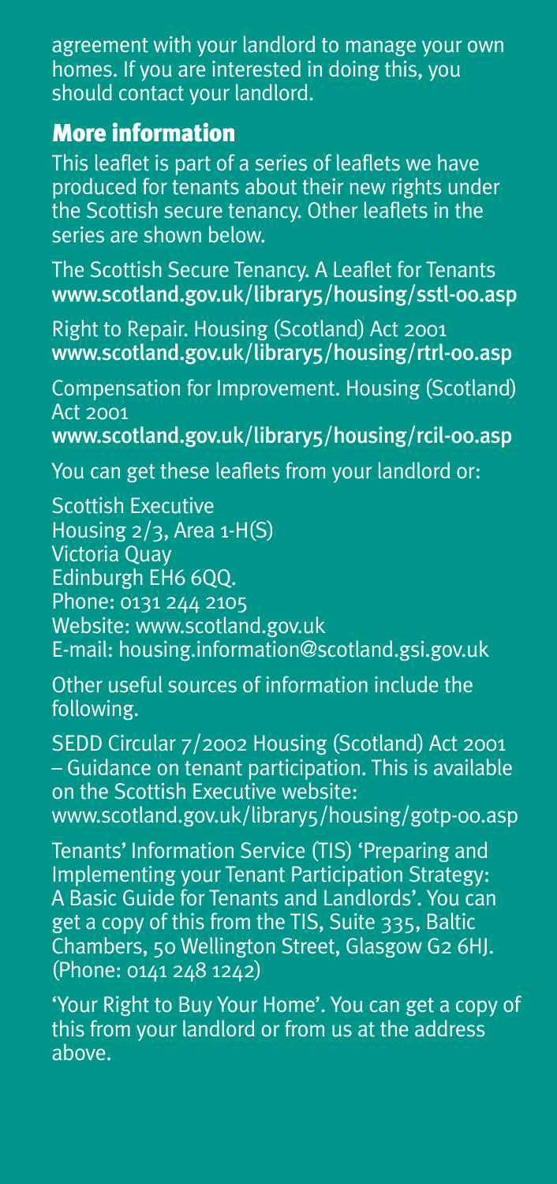agreement with your landlord to manage your own homes. If you are interested in doing this, you should contact your landlord.

## More information

This leaflet is part of a series of leaflets we have produced for tenants about their new rights under the Scottish secure tenancy. Other leaflets in the series are shown below.

The Scottish Secure Tenancy. A Leaflet for Tenants
**www.scotland.gov.uk/library5/housing/sstl-00.asp**

Right to Repair. Housing (Scotland) Act 2001
**www.scotland.gov.uk/library5/housing/rtrl-00.asp**

Compensation for Improvement. Housing (Scotland) Act 2001
**www.scotland.gov.uk/library5/housing/rcil-00.asp**

You can get these leaflets from your landlord or:

Scottish Executive
Housing 2/3, Area 1-H(S)
Victoria Quay
Edinburgh EH6 6QQ.
Phone: 0131 244 2105
Website: www.scotland.gov.uk
E-mail: housing.information@scotland.gsi.gov.uk

Other useful sources of information include the following.

SEDD Circular 7/2002 Housing (Scotland) Act 2001 – Guidance on tenant participation. This is available on the Scottish Executive website:
www.scotland.gov.uk/library5/housing/gotp-00.asp

Tenants' Information Service (TIS) 'Preparing and Implementing your Tenant Participation Strategy: A Basic Guide for Tenants and Landlords'. You can get a copy of this from the TIS, Suite 335, Baltic Chambers, 50 Wellington Street, Glasgow G2 6HJ. (Phone: 0141 248 1242)

'Your Right to Buy Your Home'. You can get a copy of this from your landlord or from us at the address above.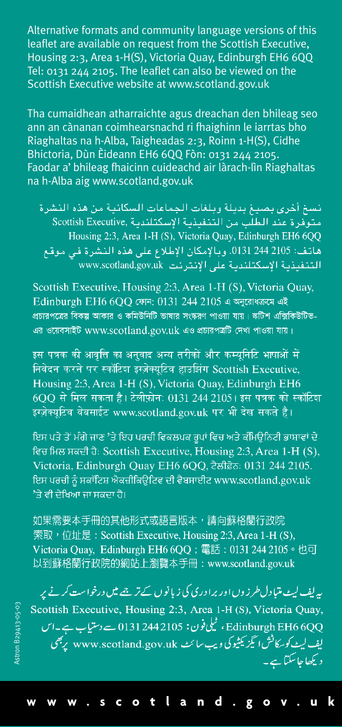Alternative formats and community language versions of this leaflet are available on request from the Scottish Executive, Housing 2:3, Area 1-H(S), Victoria Quay, Edinburgh EH6 6QQ Tel: 0131 244 2105. The leaflet can also be viewed on the Scottish Executive website at www.scotland.gov.uk

Tha cumaidhean atharraichte agus dreachan den bhileag seo ann an cànanan coimhearsnachd ri fhaighinn le iarrtas bho Riaghaltas na h-Alba, Taigheadas 2:3, Roinn 1-H(S), Cidhe Bhictoria, Dùn Èideann EH6 6QQ Fòn: 0131 244 2105. Faodar a' bhileag fhaicinn cuideachd air làrach-lìn Riaghaltas na h-Alba aig www.scotland.gov.uk

نسخ أخرى بصيغ بديلة وبلغات الجماعات السكانية من هذه النشرة متوفرة عند الطلب من التنفيذية الإسكتلندية ,Scottish Executive Housing 2:3, Area 1-H (S), Victoria Quay, Edinburgh EH6 6QQ هاتف: 2105 244 0131. وبالإمكان الإطلاع على هذه النشرة في موقع التنفيذية الإسكتلندية على الإنترنت www.scotland.gov.uk

Scottish Executive, Housing 2:3, Area 1-H (S), Victoria Quay, Edinburgh EH6 6QQ ফোন: 0131 244 2105 এ অনুরোধক্রমে এই প্রচারপত্রের বিকল্প আকার ও কমিউনিটি ভাষার সংস্করণ পাওয়া যায়। স্কটিশ এক্সিকিউটিভ-এর ওয়েবসাইট www.scotland.gov.uk এও প্রচারপত্রটি দেখা পাওয়া যায়।

इस पत्रक की आवृत्ति का अनुवाद अन्य तरीकों और कम्यूनिटि भाषाओं में निवेदन करने पर स्कॉटिश इग्ज़ेक्यूटिव हाउज़िंग Scottish Executive, Housing 2:3, Area 1-H (S), Victoria Quay, Edinburgh EH6 6QQ से मिल सकता है। टेलीफ़ोन: 0131 244 2105। इस पत्रक को स्कॉटिश इग्ज़ेक्यूटिव वेबसाईट www.scotland.gov.uk पर भी देख सकते है।

ਇਸ ਪਤੇ ਤੋਂ ਮੰਗੇ ਜਾਣ 'ਤੇ ਇਹ ਪਰਚੀ ਵਿਕਲਪਕ ਰੂਪਾਂ ਵਿਚ ਅਤੇ ਕੰਮਿਊਨਿਟੀ ਭਾਸ਼ਾਵਾਂ ਦੇ ਵਿਚ ਮਿਲ ਸਕਦੀ ਹੈ: Scottish Executive, Housing 2:3, Area 1-H (S), Victoria, Edinburgh Quay EH6 6QQ, ਟੈਲੀਫ਼ੋਨ: 0131 244 2105. ਇਸ ਪਰਚੀ ਨੂੰ ਸਕਾਟਿਸ਼ ਐਕਜ਼ੀਕਿਊਟਿਵ ਦੀ ਵੈਬਸਾਈਟ www.scotland.gov.uk 'ਤੇ ਵੀ ਦੇਖਿਆ ਜਾ ਸਕਦਾ ਹੈ।

如果需要本手冊的其他形式或語言版本，請向蘇格蘭行政院索取，位址是：Scottish Executive, Housing 2:3, Area 1-H (S), Victoria Quay, Edinburgh EH6 6QQ；電話：0131 244 2105。也可以到蘇格蘭行政院的網站上瀏覽本手冊：www.scotland.gov.uk

یہ لیف لیٹ متبادل طرزوں اور برادری کی زبانوں کے ترجمے میں درخواست کرنے پر Scottish Executive, Housing 2:3, Area 1-H (S), Victoria Quay, Edinburgh EH6 6QQ، ٹیلی فون: 0131 244 2105 سے دستیاب ہے۔ اس لیف لیٹ کو سکاٹش ایگزیکٹیو کی ویب سائٹ www.scotland.gov.uk پر بھی دیکھا جا سکتا ہے۔

Astron B29413-05-03

**w w w . s c o t l a n d . g o v . u k**